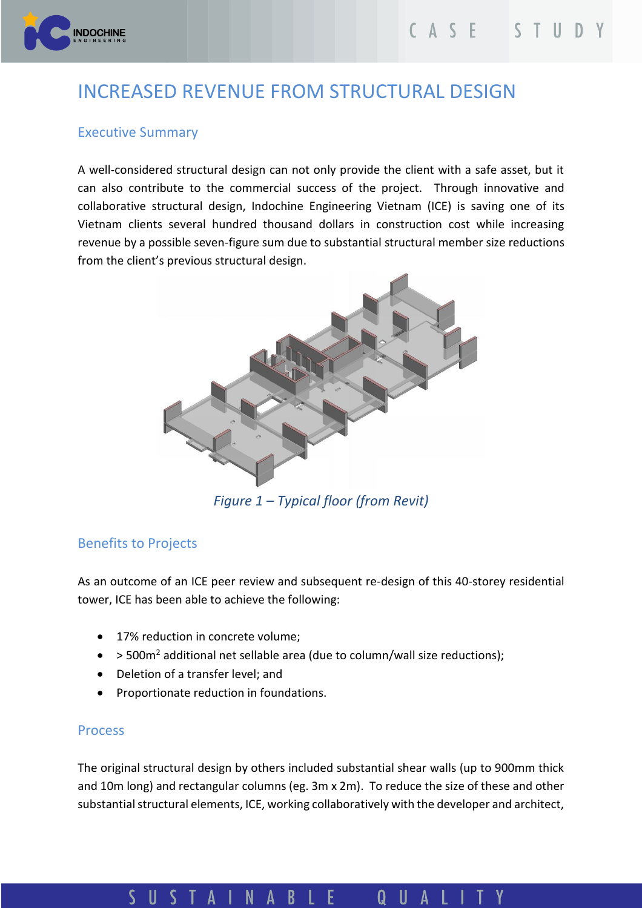# INCREASED REVENUE FROM STRUCTURAL DESIGN

## Executive Summary

A well-considered structural design can not only provide the client with a safe asset, but it can also contribute to the commercial success of the project. Through innovative and collaborative structural design, Indochine Engineering Vietnam (ICE) is saving one of its Vietnam clients several hundred thousand dollars in construction cost while increasing revenue by a possible seven-figure sum due to substantial structural member size reductions from the client's previous structural design.

*Figure 1 – Typical floor (from Revit)*

## Benefits to Projects

As an outcome of an ICE peer review and subsequent re-design of this 40-storey residential tower, ICE has been able to achieve the following:

- 17% reduction in concrete volume;
- > 500m$^2$ additional net sellable area (due to column/wall size reductions);
- Deletion of a transfer level; and
- Proportionate reduction in foundations.

## Process

The original structural design by others included substantial shear walls (up to 900mm thick and 10m long) and rectangular columns (eg. 3m x 2m). To reduce the size of these and other substantial structural elements, ICE, working collaboratively with the developer and architect,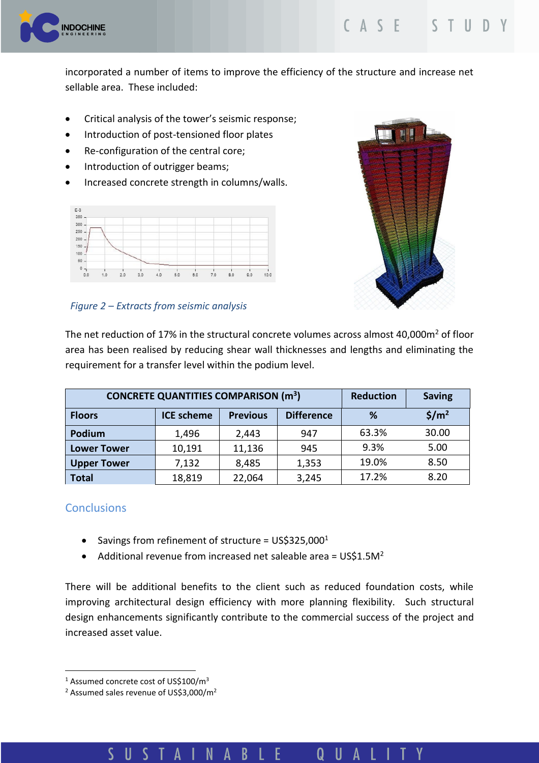incorporated a number of items to improve the efficiency of the structure and increase net sellable area. These included:

- Critical analysis of the tower's seismic response;
- Introduction of post-tensioned floor plates
- Re-configuration of the central core;
- Introduction of outrigger beams;
- Increased concrete strength in columns/walls.

E-3
350
300
250
200
150
100
50
0
0.0 1.0 2.0 3.0 4.0 5.0 6.0 7.0 8.0 9.0 10.0

*Figure 2 – Extracts from seismic analysis*

The net reduction of 17% in the structural concrete volumes across almost 40,000m$^2$ of floor area has been realised by reducing shear wall thicknesses and lengths and eliminating the requirement for a transfer level within the podium level.

| CONCRETE QUANTITIES COMPARISON (m$^3$) | | | | Reduction | Saving |
|---|---|---|---|---|---|
| **Floors** | **ICE scheme** | **Previous** | **Difference** | **%** | **\$/m$^2$** |
| **Podium** | 1,496 | 2,443 | 947 | 63.3% | 30.00 |
| **Lower Tower** | 10,191 | 11,136 | 945 | 9.3% | 5.00 |
| **Upper Tower** | 7,132 | 8,485 | 1,353 | 19.0% | 8.50 |
| **Total** | 18,819 | 22,064 | 3,245 | 17.2% | 8.20 |

## Conclusions

- Savings from refinement of structure = US\$325,000[1]
- Additional revenue from increased net saleable area = US\$1.5M[2]

There will be additional benefits to the client such as reduced foundation costs, while improving architectural design efficiency with more planning flexibility. Such structural design enhancements significantly contribute to the commercial success of the project and increased asset value.

[1] Assumed concrete cost of US\$100/m$^3$

[2] Assumed sales revenue of US\$3,000/m$^2$